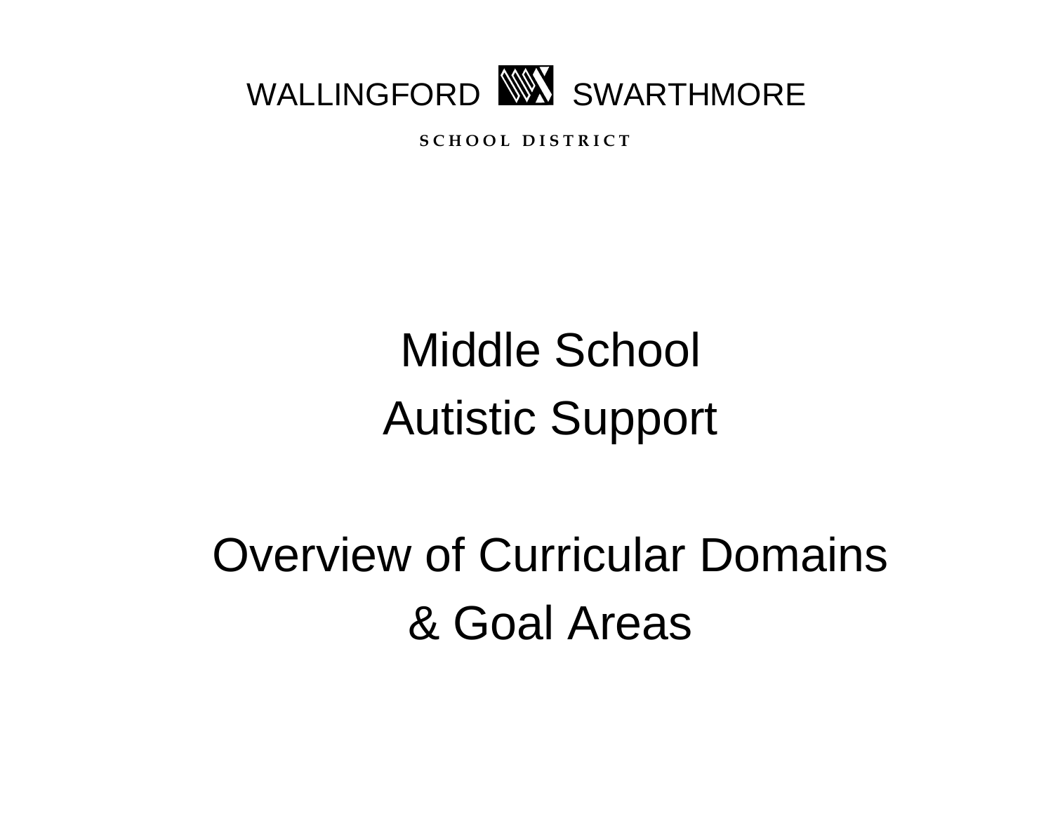WALLINGFORD SWARTHMORE

SCHOOL DISTRICT

# Middle School
# Autistic Support

# Overview of Curricular Domains
# & Goal Areas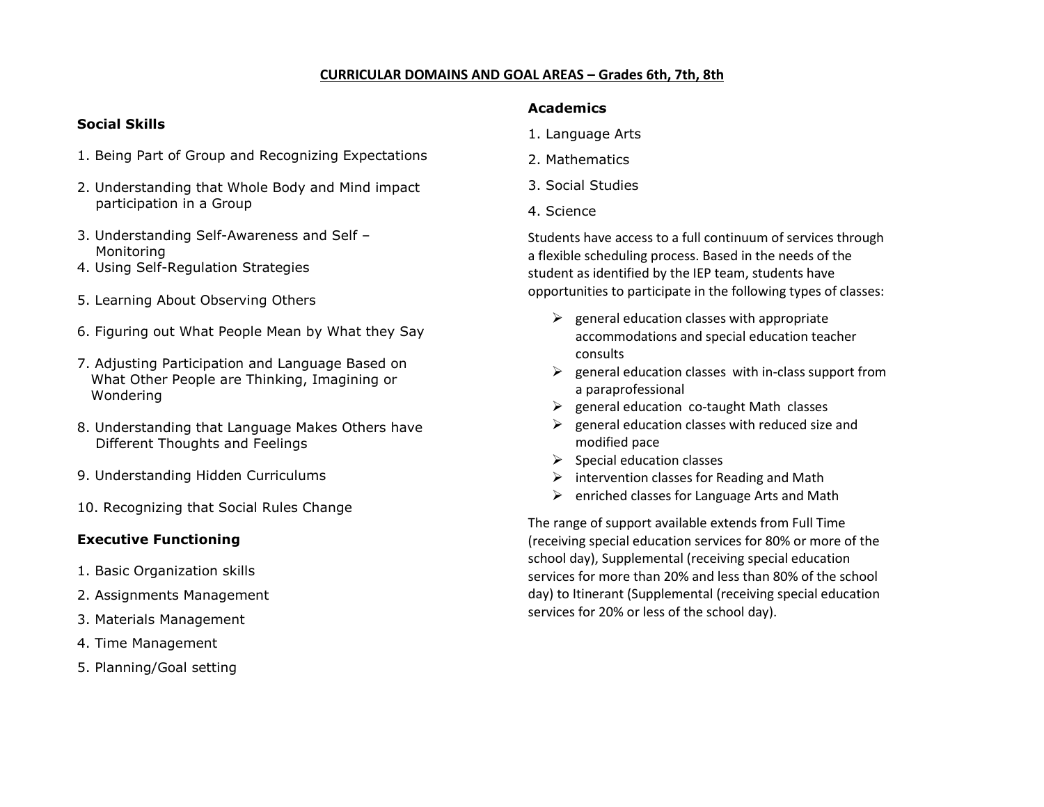## CURRICULAR DOMAINS AND GOAL AREAS – Grades 6th, 7th, 8th

### Social Skills

1. Being Part of Group and Recognizing Expectations
2. Understanding that Whole Body and Mind impact participation in a Group
3. Understanding Self-Awareness and Self – Monitoring
4. Using Self-Regulation Strategies
5. Learning About Observing Others
6. Figuring out What People Mean by What they Say
7. Adjusting Participation and Language Based on What Other People are Thinking, Imagining or Wondering
8. Understanding that Language Makes Others have Different Thoughts and Feelings
9. Understanding Hidden Curriculums
10. Recognizing that Social Rules Change

### Executive Functioning

1. Basic Organization skills
2. Assignments Management
3. Materials Management
4. Time Management
5. Planning/Goal setting

### Academics

1. Language Arts
2. Mathematics
3. Social Studies
4. Science

Students have access to a full continuum of services through a flexible scheduling process. Based in the needs of the student as identified by the IEP team, students have opportunities to participate in the following types of classes:

- general education classes with appropriate accommodations and special education teacher consults
- general education classes with in-class support from a paraprofessional
- general education co-taught Math classes
- general education classes with reduced size and modified pace
- Special education classes
- intervention classes for Reading and Math
- enriched classes for Language Arts and Math

The range of support available extends from Full Time (receiving special education services for 80% or more of the school day), Supplemental (receiving special education services for more than 20% and less than 80% of the school day) to Itinerant (Supplemental (receiving special education services for 20% or less of the school day).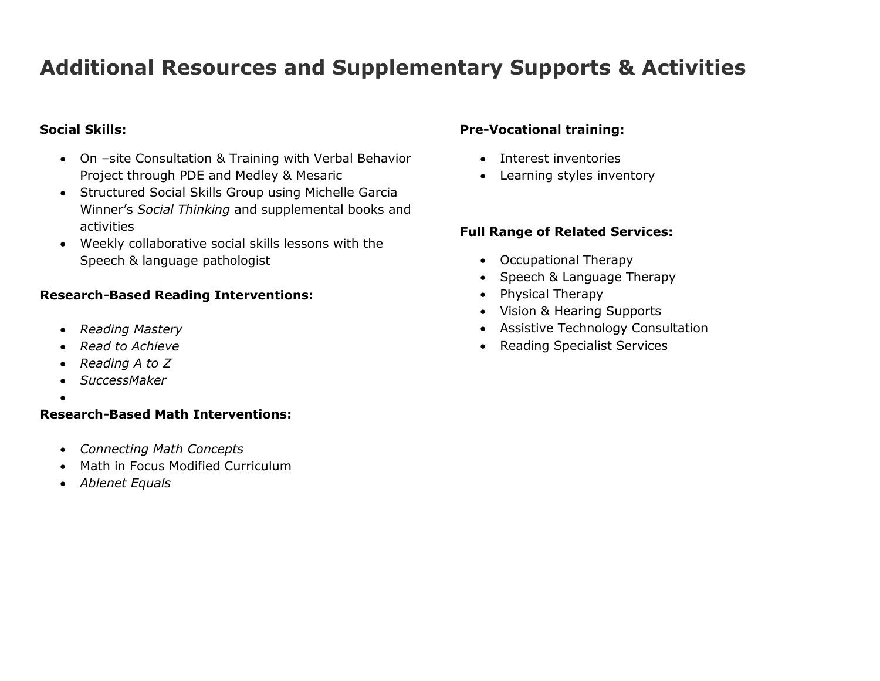# Additional Resources and Supplementary Supports & Activities

**Social Skills:**

- On –site Consultation & Training with Verbal Behavior Project through PDE and Medley & Mesaric
- Structured Social Skills Group using Michelle Garcia Winner's *Social Thinking* and supplemental books and activities
- Weekly collaborative social skills lessons with the Speech & language pathologist

**Research-Based Reading Interventions:**

- *Reading Mastery*
- *Read to Achieve*
- *Reading A to Z*
- *SuccessMaker*

**Research-Based Math Interventions:**

- *Connecting Math Concepts*
- Math in Focus Modified Curriculum
- *Ablenet Equals*

**Pre-Vocational training:**

- Interest inventories
- Learning styles inventory

**Full Range of Related Services:**

- Occupational Therapy
- Speech & Language Therapy
- Physical Therapy
- Vision & Hearing Supports
- Assistive Technology Consultation
- Reading Specialist Services